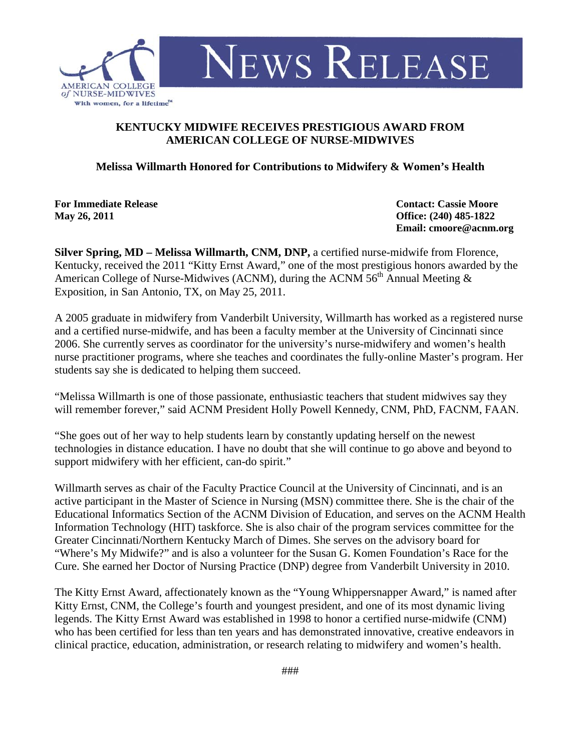AMERICAN COLLEGE of NURSE-MIDWIVES
With women, for a lifetime™

# NEWS RELEASE

## KENTUCKY MIDWIFE RECEIVES PRESTIGIOUS AWARD FROM AMERICAN COLLEGE OF NURSE-MIDWIVES

### Melissa Willmarth Honored for Contributions to Midwifery & Women's Health

**For Immediate Release**
**May 26, 2011**

**Contact: Cassie Moore**
**Office: (240) 485-1822**
**Email: cmoore@acnm.org**

**Silver Spring, MD – Melissa Willmarth, CNM, DNP,** a certified nurse-midwife from Florence, Kentucky, received the 2011 "Kitty Ernst Award," one of the most prestigious honors awarded by the American College of Nurse-Midwives (ACNM), during the ACNM 56th Annual Meeting & Exposition, in San Antonio, TX, on May 25, 2011.

A 2005 graduate in midwifery from Vanderbilt University, Willmarth has worked as a registered nurse and a certified nurse-midwife, and has been a faculty member at the University of Cincinnati since 2006. She currently serves as coordinator for the university's nurse-midwifery and women's health nurse practitioner programs, where she teaches and coordinates the fully-online Master's program. Her students say she is dedicated to helping them succeed.

"Melissa Willmarth is one of those passionate, enthusiastic teachers that student midwives say they will remember forever," said ACNM President Holly Powell Kennedy, CNM, PhD, FACNM, FAAN.

"She goes out of her way to help students learn by constantly updating herself on the newest technologies in distance education. I have no doubt that she will continue to go above and beyond to support midwifery with her efficient, can-do spirit."

Willmarth serves as chair of the Faculty Practice Council at the University of Cincinnati, and is an active participant in the Master of Science in Nursing (MSN) committee there. She is the chair of the Educational Informatics Section of the ACNM Division of Education, and serves on the ACNM Health Information Technology (HIT) taskforce. She is also chair of the program services committee for the Greater Cincinnati/Northern Kentucky March of Dimes. She serves on the advisory board for "Where's My Midwife?" and is also a volunteer for the Susan G. Komen Foundation's Race for the Cure. She earned her Doctor of Nursing Practice (DNP) degree from Vanderbilt University in 2010.

The Kitty Ernst Award, affectionately known as the "Young Whippersnapper Award," is named after Kitty Ernst, CNM, the College's fourth and youngest president, and one of its most dynamic living legends. The Kitty Ernst Award was established in 1998 to honor a certified nurse-midwife (CNM) who has been certified for less than ten years and has demonstrated innovative, creative endeavors in clinical practice, education, administration, or research relating to midwifery and women's health.

###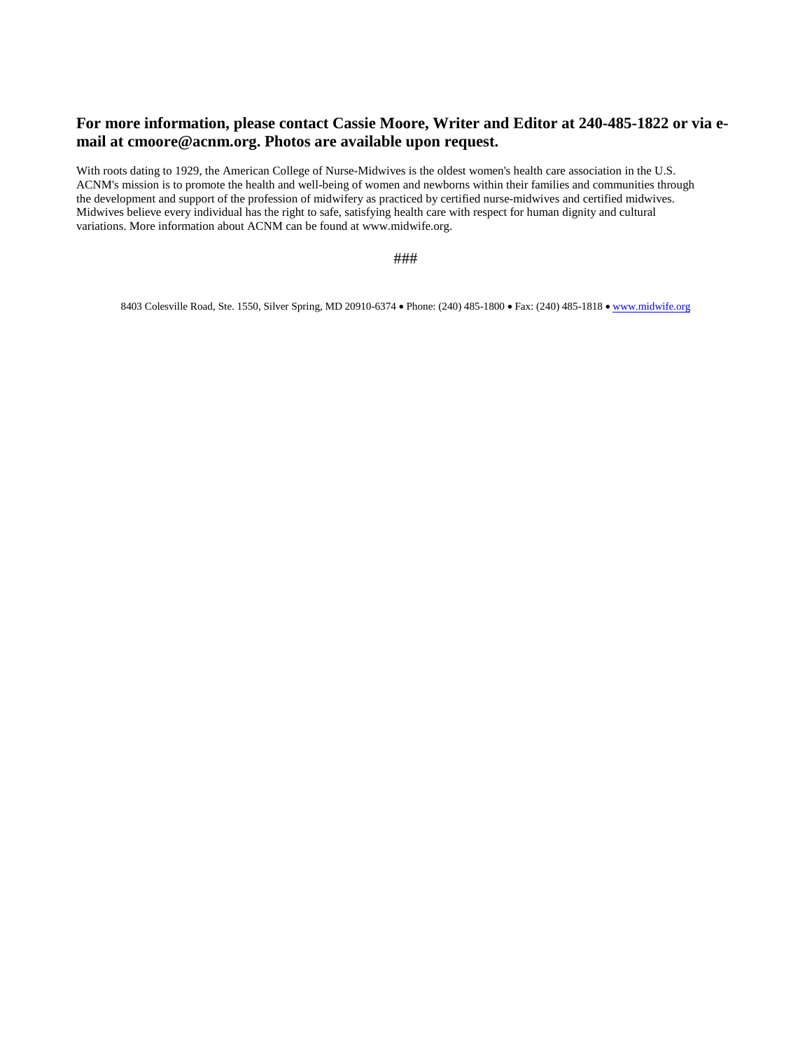**For more information, please contact Cassie Moore, Writer and Editor at 240-485-1822 or via e-mail at cmoore@acnm.org. Photos are available upon request.**

With roots dating to 1929, the American College of Nurse-Midwives is the oldest women's health care association in the U.S. ACNM's mission is to promote the health and well-being of women and newborns within their families and communities through the development and support of the profession of midwifery as practiced by certified nurse-midwives and certified midwives. Midwives believe every individual has the right to safe, satisfying health care with respect for human dignity and cultural variations. More information about ACNM can be found at www.midwife.org.

###

8403 Colesville Road, Ste. 1550, Silver Spring, MD 20910-6374 • Phone: (240) 485-1800 • Fax: (240) 485-1818 • www.midwife.org